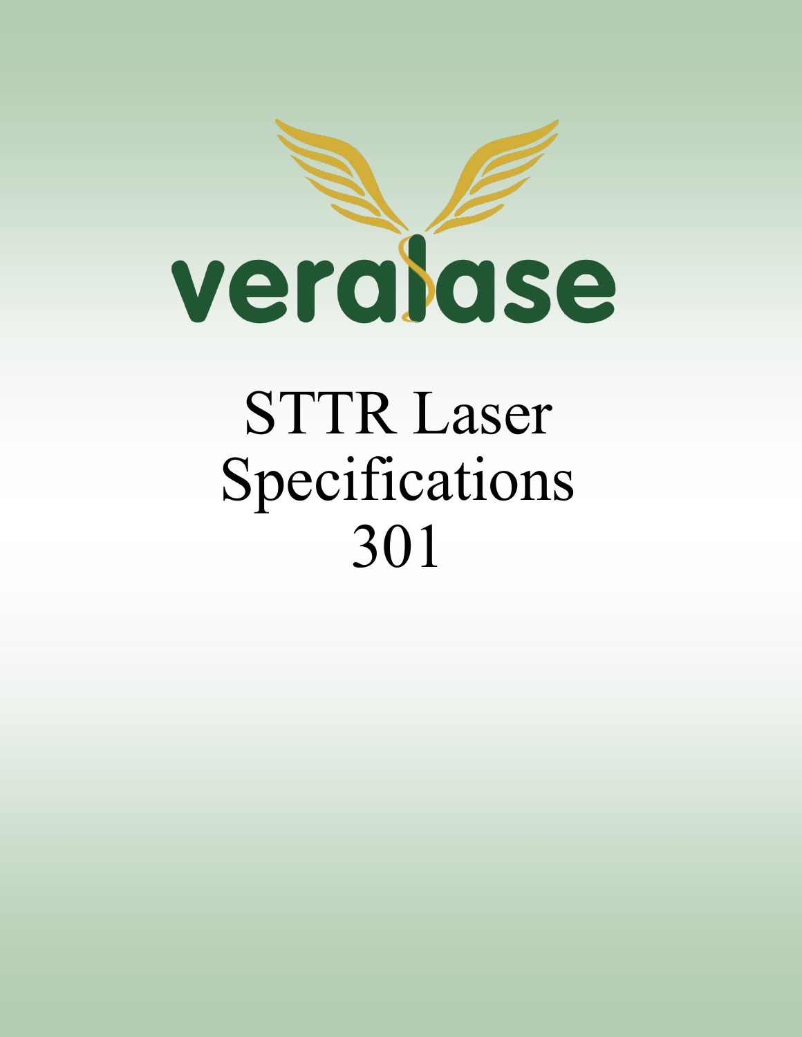veralase

# STTR Laser Specifications 301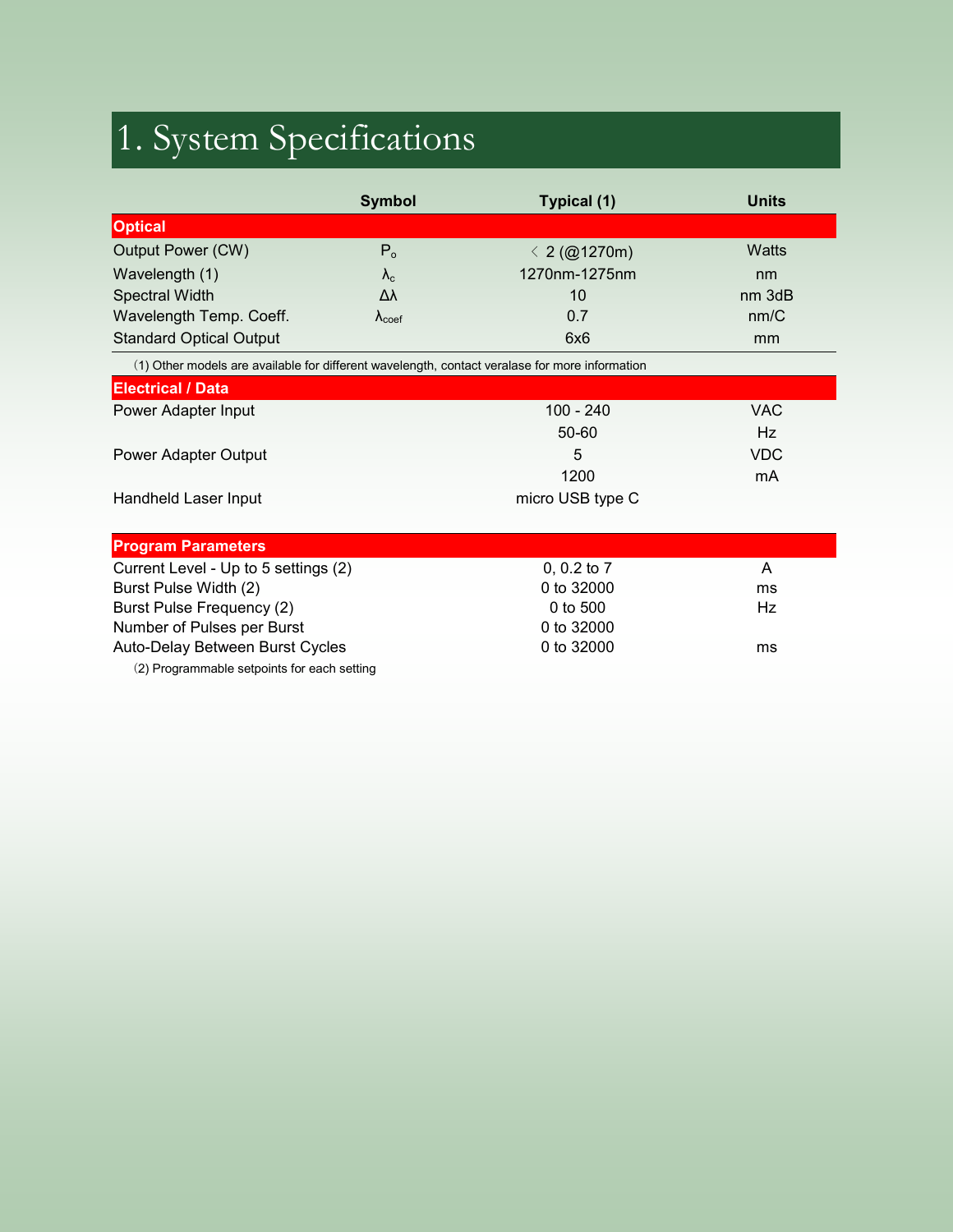# 1. System Specifications

| | Symbol | Typical (1) | Units |
|---|---|---|---|
| **Optical** | | | |
| Output Power (CW) | $P_o$ | ＜ 2 (@1270m) | Watts |
| Wavelength (1) | $\lambda_c$ | 1270nm-1275nm | nm |
| Spectral Width | $\Delta\lambda$ | 10 | nm 3dB |
| Wavelength Temp. Coeff. | $\lambda_{coef}$ | 0.7 | nm/C |
| Standard Optical Output | | 6x6 | mm |

(1) Other models are available for different wavelength, contact veralase for more information

| | | | |
|---|---|---|---|
| **Electrical / Data** | | | |
| Power Adapter Input | | 100 - 240 | VAC |
| | | 50-60 | Hz |
| Power Adapter Output | | 5 | VDC |
| | | 1200 | mA |
| Handheld Laser Input | | micro USB type C | |

| | | | |
|---|---|---|---|
| **Program Parameters** | | | |
| Current Level - Up to 5 settings (2) | | 0, 0.2 to 7 | A |
| Burst Pulse Width (2) | | 0 to 32000 | ms |
| Burst Pulse Frequency (2) | | 0 to 500 | Hz |
| Number of Pulses per Burst | | 0 to 32000 | |
| Auto-Delay Between Burst Cycles | | 0 to 32000 | ms |

(2) Programmable setpoints for each setting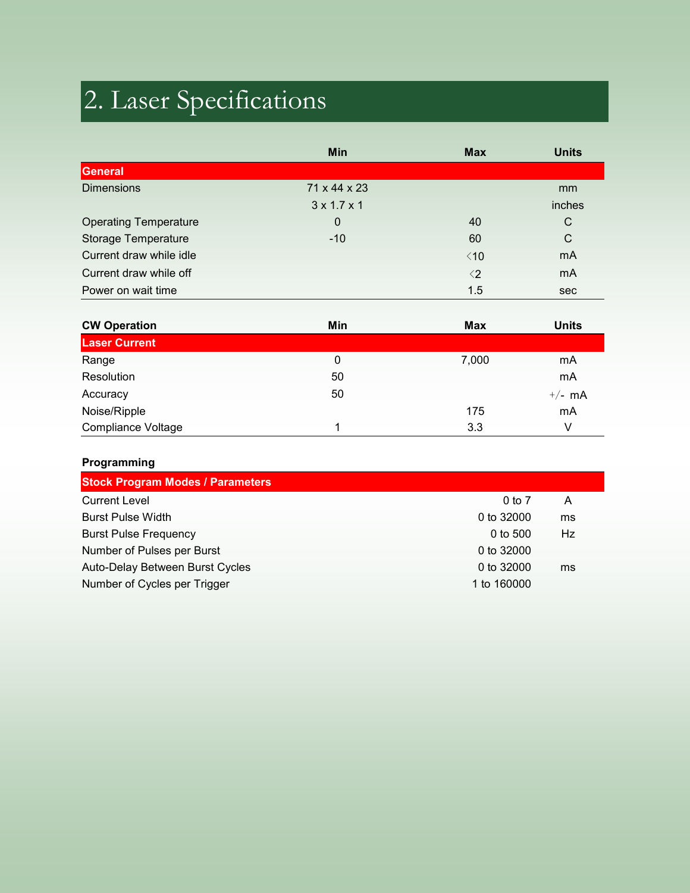# 2. Laser Specifications

| | Min | Max | Units |
|---|---|---|---|
| **General** | | | |
| Dimensions | 71 x 44 x 23 | | mm |
| | 3 x 1.7 x 1 | | inches |
| Operating Temperature | 0 | 40 | C |
| Storage Temperature | -10 | 60 | C |
| Current draw while idle | | <10 | mA |
| Current draw while off | | <2 | mA |
| Power on wait time | | 1.5 | sec |

| CW Operation | Min | Max | Units |
|---|---|---|---|
| **Laser Current** | | | |
| Range | 0 | 7,000 | mA |
| Resolution | 50 | | mA |
| Accuracy | 50 | | +/- mA |
| Noise/Ripple | | 175 | mA |
| Compliance Voltage | 1 | 3.3 | V |

**Programming**

| Stock Program Modes / Parameters | | |
|---|---|---|
| Current Level | 0 to 7 | A |
| Burst Pulse Width | 0 to 32000 | ms |
| Burst Pulse Frequency | 0 to 500 | Hz |
| Number of Pulses per Burst | 0 to 32000 | |
| Auto-Delay Between Burst Cycles | 0 to 32000 | ms |
| Number of Cycles per Trigger | 1 to 160000 | |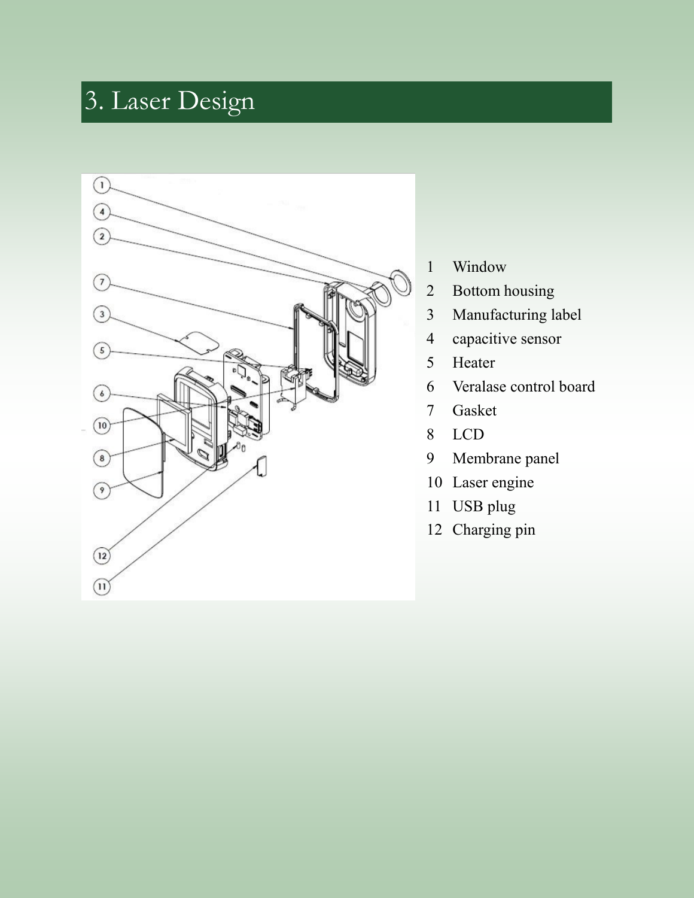# 3. Laser Design

1 Window
2 Bottom housing
3 Manufacturing label
4 capacitive sensor
5 Heater
6 Veralase control board
7 Gasket
8 LCD
9 Membrane panel
10 Laser engine
11 USB plug
12 Charging pin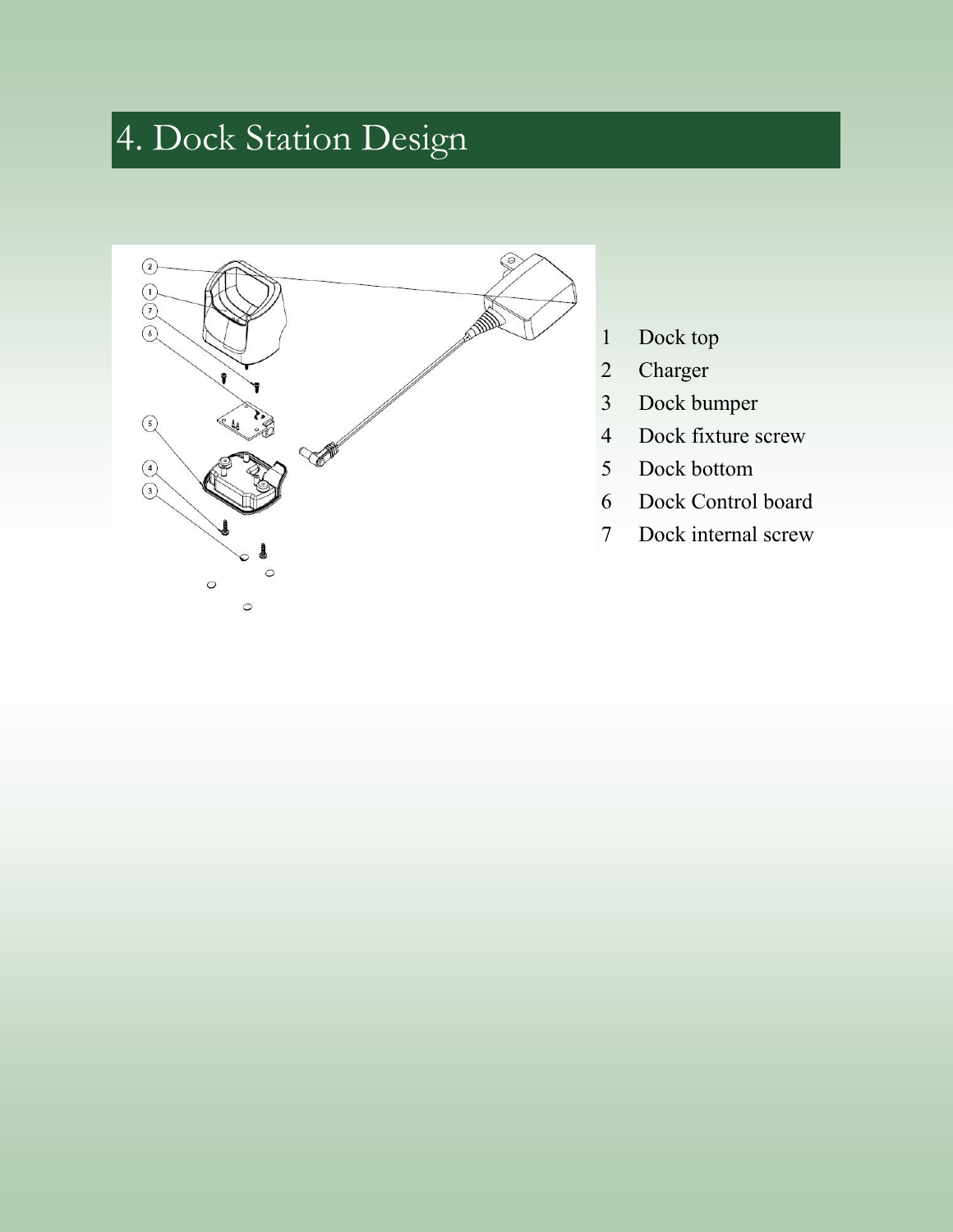# 4. Dock Station Design

1 Dock top
2 Charger
3 Dock bumper
4 Dock fixture screw
5 Dock bottom
6 Dock Control board
7 Dock internal screw